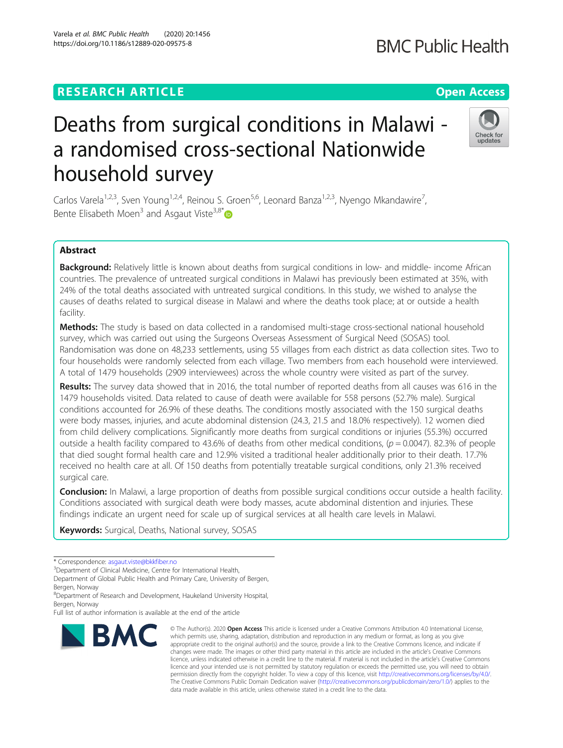# Deaths from surgical conditions in Malawi - a randomised cross-sectional Nationwide household survey

Carlos Varela[1,2,3], Sven Young[1,2,4], Reinou S. Groen[5,6], Leonard Banza[1,2,3], Nyengo Mkandawire[7], Bente Elisabeth Moen[3] and Asgaut Viste[3,8*]

## Abstract

**Background:** Relatively little is known about deaths from surgical conditions in low- and middle- income African countries. The prevalence of untreated surgical conditions in Malawi has previously been estimated at 35%, with 24% of the total deaths associated with untreated surgical conditions. In this study, we wished to analyse the causes of deaths related to surgical disease in Malawi and where the deaths took place; at or outside a health facility.

**Methods:** The study is based on data collected in a randomised multi-stage cross-sectional national household survey, which was carried out using the Surgeons Overseas Assessment of Surgical Need (SOSAS) tool. Randomisation was done on 48,233 settlements, using 55 villages from each district as data collection sites. Two to four households were randomly selected from each village. Two members from each household were interviewed. A total of 1479 households (2909 interviewees) across the whole country were visited as part of the survey.

**Results:** The survey data showed that in 2016, the total number of reported deaths from all causes was 616 in the 1479 households visited. Data related to cause of death were available for 558 persons (52.7% male). Surgical conditions accounted for 26.9% of these deaths. The conditions mostly associated with the 150 surgical deaths were body masses, injuries, and acute abdominal distension (24.3, 21.5 and 18.0% respectively). 12 women died from child delivery complications. Significantly more deaths from surgical conditions or injuries (55.3%) occurred outside a health facility compared to 43.6% of deaths from other medical conditions, ($p = 0.0047$). 82.3% of people that died sought formal health care and 12.9% visited a traditional healer additionally prior to their death. 17.7% received no health care at all. Of 150 deaths from potentially treatable surgical conditions, only 21.3% received surgical care.

**Conclusion:** In Malawi, a large proportion of deaths from possible surgical conditions occur outside a health facility. Conditions associated with surgical death were body masses, acute abdominal distention and injuries. These findings indicate an urgent need for scale up of surgical services at all health care levels in Malawi.

**Keywords:** Surgical, Deaths, National survey, SOSAS

---

\* Correspondence: asgaut.viste@bkkfiber.no

[3]Department of Clinical Medicine, Centre for International Health, Department of Global Public Health and Primary Care, University of Bergen, Bergen, Norway

[8]Department of Research and Development, Haukeland University Hospital, Bergen, Norway

Full list of author information is available at the end of the article

© The Author(s). 2020 **Open Access** This article is licensed under a Creative Commons Attribution 4.0 International License, which permits use, sharing, adaptation, distribution and reproduction in any medium or format, as long as you give appropriate credit to the original author(s) and the source, provide a link to the Creative Commons licence, and indicate if changes were made. The images or other third party material in this article are included in the article's Creative Commons licence, unless indicated otherwise in a credit line to the material. If material is not included in the article's Creative Commons licence and your intended use is not permitted by statutory regulation or exceeds the permitted use, you will need to obtain permission directly from the copyright holder. To view a copy of this licence, visit http://creativecommons.org/licenses/by/4.0/. The Creative Commons Public Domain Dedication waiver (http://creativecommons.org/publicdomain/zero/1.0/) applies to the data made available in this article, unless otherwise stated in a credit line to the data.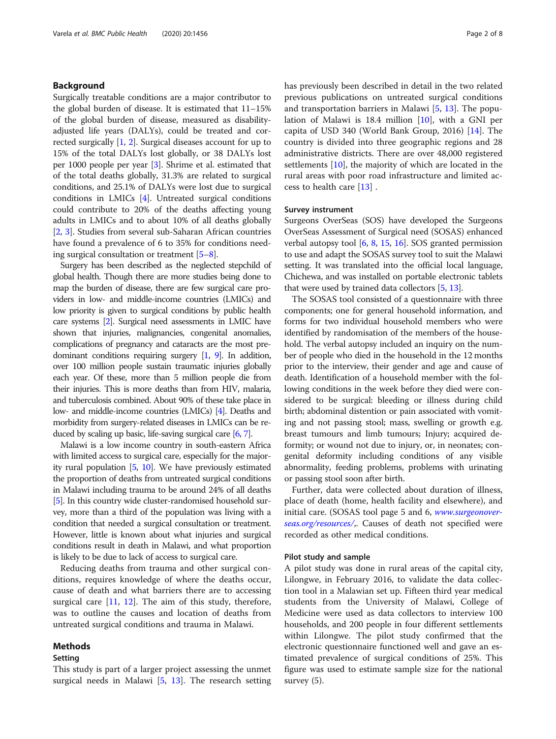## Background

Surgically treatable conditions are a major contributor to the global burden of disease. It is estimated that 11–15% of the global burden of disease, measured as disability-adjusted life years (DALYs), could be treated and corrected surgically [1, 2]. Surgical diseases account for up to 15% of the total DALYs lost globally, or 38 DALYs lost per 1000 people per year [3]. Shrime et al. estimated that of the total deaths globally, 31.3% are related to surgical conditions, and 25.1% of DALYs were lost due to surgical conditions in LMICs [4]. Untreated surgical conditions could contribute to 20% of the deaths affecting young adults in LMICs and to about 10% of all deaths globally [2, 3]. Studies from several sub-Saharan African countries have found a prevalence of 6 to 35% for conditions needing surgical consultation or treatment [5–8].

Surgery has been described as the neglected stepchild of global health. Though there are more studies being done to map the burden of disease, there are few surgical care providers in low- and middle-income countries (LMICs) and low priority is given to surgical conditions by public health care systems [2]. Surgical need assessments in LMIC have shown that injuries, malignancies, congenital anomalies, complications of pregnancy and cataracts are the most predominant conditions requiring surgery [1, 9]. In addition, over 100 million people sustain traumatic injuries globally each year. Of these, more than 5 million people die from their injuries. This is more deaths than from HIV, malaria, and tuberculosis combined. About 90% of these take place in low- and middle-income countries (LMICs) [4]. Deaths and morbidity from surgery-related diseases in LMICs can be reduced by scaling up basic, life-saving surgical care [6, 7].

Malawi is a low income country in south-eastern Africa with limited access to surgical care, especially for the majority rural population [5, 10]. We have previously estimated the proportion of deaths from untreated surgical conditions in Malawi including trauma to be around 24% of all deaths [5]. In this country wide cluster-randomised household survey, more than a third of the population was living with a condition that needed a surgical consultation or treatment. However, little is known about what injuries and surgical conditions result in death in Malawi, and what proportion is likely to be due to lack of access to surgical care.

Reducing deaths from trauma and other surgical conditions, requires knowledge of where the deaths occur, cause of death and what barriers there are to accessing surgical care [11, 12]. The aim of this study, therefore, was to outline the causes and location of deaths from untreated surgical conditions and trauma in Malawi.

## Methods

### Setting

This study is part of a larger project assessing the unmet surgical needs in Malawi [5, 13]. The research setting has previously been described in detail in the two related previous publications on untreated surgical conditions and transportation barriers in Malawi [5, 13]. The population of Malawi is 18.4 million [10], with a GNI per capita of USD 340 (World Bank Group, 2016) [14]. The country is divided into three geographic regions and 28 administrative districts. There are over 48,000 registered settlements [10], the majority of which are located in the rural areas with poor road infrastructure and limited access to health care [13] .

### Survey instrument

Surgeons OverSeas (SOS) have developed the Surgeons OverSeas Assessment of Surgical need (SOSAS) enhanced verbal autopsy tool [6, 8, 15, 16]. SOS granted permission to use and adapt the SOSAS survey tool to suit the Malawi setting. It was translated into the official local language, Chichewa, and was installed on portable electronic tablets that were used by trained data collectors [5, 13].

The SOSAS tool consisted of a questionnaire with three components; one for general household information, and forms for two individual household members who were identified by randomisation of the members of the household. The verbal autopsy included an inquiry on the number of people who died in the household in the 12 months prior to the interview, their gender and age and cause of death. Identification of a household member with the following conditions in the week before they died were considered to be surgical: bleeding or illness during child birth; abdominal distention or pain associated with vomiting and not passing stool; mass, swelling or growth e.g. breast tumours and limb tumours; Injury; acquired deformity; or wound not due to injury, or, in neonates; congenital deformity including conditions of any visible abnormality, feeding problems, problems with urinating or passing stool soon after birth.

Further, data were collected about duration of illness, place of death (home, health facility and elsewhere), and initial care. (SOSAS tool page 5 and 6, *www.surgeonoverseas.org/resources/*,. Causes of death not specified were recorded as other medical conditions.

### Pilot study and sample

A pilot study was done in rural areas of the capital city, Lilongwe, in February 2016, to validate the data collection tool in a Malawian set up. Fifteen third year medical students from the University of Malawi, College of Medicine were used as data collectors to interview 100 households, and 200 people in four different settlements within Lilongwe. The pilot study confirmed that the electronic questionnaire functioned well and gave an estimated prevalence of surgical conditions of 25%. This figure was used to estimate sample size for the national survey (5).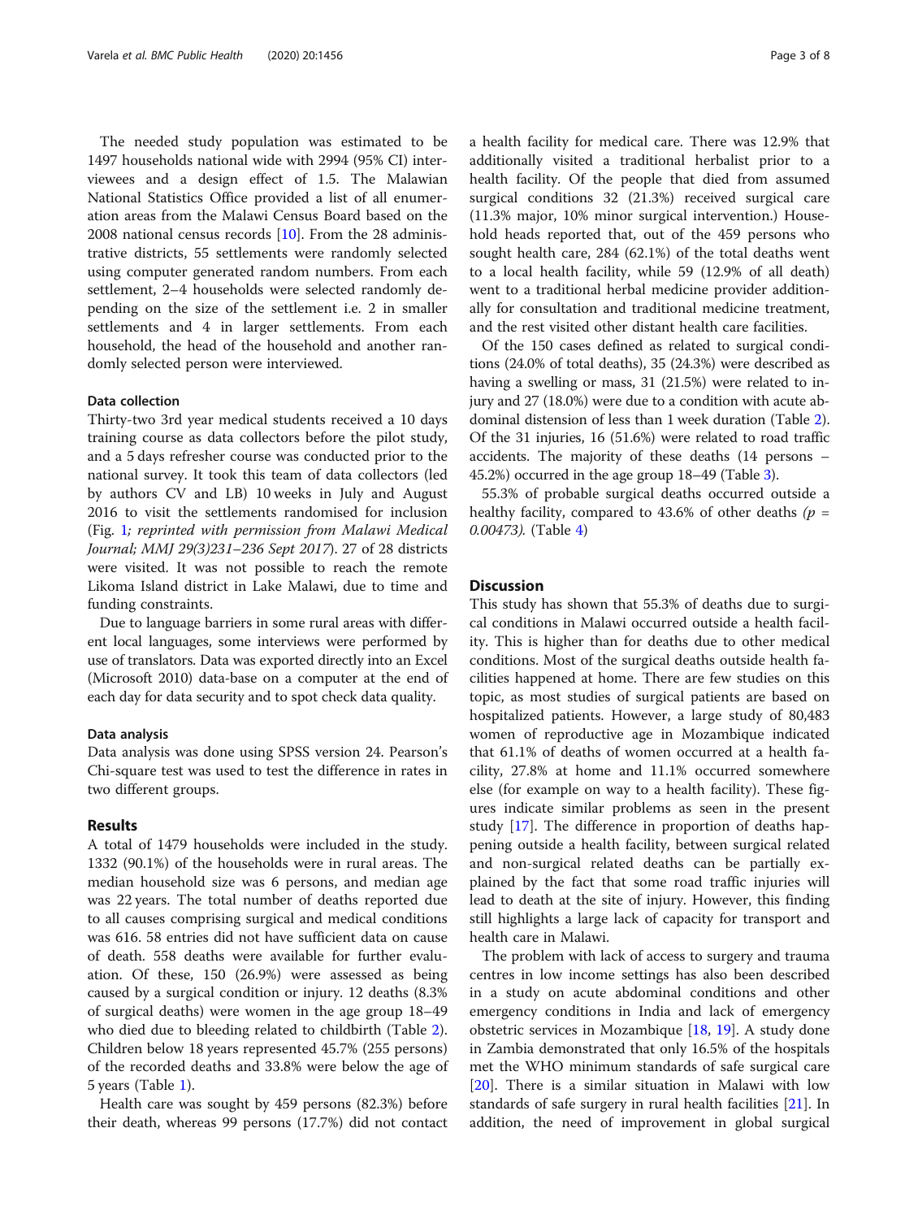The needed study population was estimated to be 1497 households national wide with 2994 (95% CI) interviewees and a design effect of 1.5. The Malawian National Statistics Office provided a list of all enumeration areas from the Malawi Census Board based on the 2008 national census records [10]. From the 28 administrative districts, 55 settlements were randomly selected using computer generated random numbers. From each settlement, 2–4 households were selected randomly depending on the size of the settlement i.e. 2 in smaller settlements and 4 in larger settlements. From each household, the head of the household and another randomly selected person were interviewed.

### Data collection

Thirty-two 3rd year medical students received a 10 days training course as data collectors before the pilot study, and a 5 days refresher course was conducted prior to the national survey. It took this team of data collectors (led by authors CV and LB) 10 weeks in July and August 2016 to visit the settlements randomised for inclusion (Fig. 1; *reprinted with permission from Malawi Medical Journal; MMJ 29(3)231–236 Sept 2017*). 27 of 28 districts were visited. It was not possible to reach the remote Likoma Island district in Lake Malawi, due to time and funding constraints.

Due to language barriers in some rural areas with different local languages, some interviews were performed by use of translators. Data was exported directly into an Excel (Microsoft 2010) data-base on a computer at the end of each day for data security and to spot check data quality.

### Data analysis

Data analysis was done using SPSS version 24. Pearson's Chi-square test was used to test the difference in rates in two different groups.

## Results

A total of 1479 households were included in the study. 1332 (90.1%) of the households were in rural areas. The median household size was 6 persons, and median age was 22 years. The total number of deaths reported due to all causes comprising surgical and medical conditions was 616. 58 entries did not have sufficient data on cause of death. 558 deaths were available for further evaluation. Of these, 150 (26.9%) were assessed as being caused by a surgical condition or injury. 12 deaths (8.3% of surgical deaths) were women in the age group 18–49 who died due to bleeding related to childbirth (Table 2). Children below 18 years represented 45.7% (255 persons) of the recorded deaths and 33.8% were below the age of 5 years (Table 1).

Health care was sought by 459 persons (82.3%) before their death, whereas 99 persons (17.7%) did not contact a health facility for medical care. There was 12.9% that additionally visited a traditional herbalist prior to a health facility. Of the people that died from assumed surgical conditions 32 (21.3%) received surgical care (11.3% major, 10% minor surgical intervention.) Household heads reported that, out of the 459 persons who sought health care, 284 (62.1%) of the total deaths went to a local health facility, while 59 (12.9% of all death) went to a traditional herbal medicine provider additionally for consultation and traditional medicine treatment, and the rest visited other distant health care facilities.

Of the 150 cases defined as related to surgical conditions (24.0% of total deaths), 35 (24.3%) were described as having a swelling or mass, 31 (21.5%) were related to injury and 27 (18.0%) were due to a condition with acute abdominal distension of less than 1 week duration (Table 2). Of the 31 injuries, 16 (51.6%) were related to road traffic accidents. The majority of these deaths (14 persons – 45.2%) occurred in the age group 18–49 (Table 3).

55.3% of probable surgical deaths occurred outside a healthy facility, compared to 43.6% of other deaths ($p$ = *0.00473).* (Table 4)

## Discussion

This study has shown that 55.3% of deaths due to surgical conditions in Malawi occurred outside a health facility. This is higher than for deaths due to other medical conditions. Most of the surgical deaths outside health facilities happened at home. There are few studies on this topic, as most studies of surgical patients are based on hospitalized patients. However, a large study of 80,483 women of reproductive age in Mozambique indicated that 61.1% of deaths of women occurred at a health facility, 27.8% at home and 11.1% occurred somewhere else (for example on way to a health facility). These figures indicate similar problems as seen in the present study [17]. The difference in proportion of deaths happening outside a health facility, between surgical related and non-surgical related deaths can be partially explained by the fact that some road traffic injuries will lead to death at the site of injury. However, this finding still highlights a large lack of capacity for transport and health care in Malawi.

The problem with lack of access to surgery and trauma centres in low income settings has also been described in a study on acute abdominal conditions and other emergency conditions in India and lack of emergency obstetric services in Mozambique [18, 19]. A study done in Zambia demonstrated that only 16.5% of the hospitals met the WHO minimum standards of safe surgical care [20]. There is a similar situation in Malawi with low standards of safe surgery in rural health facilities [21]. In addition, the need of improvement in global surgical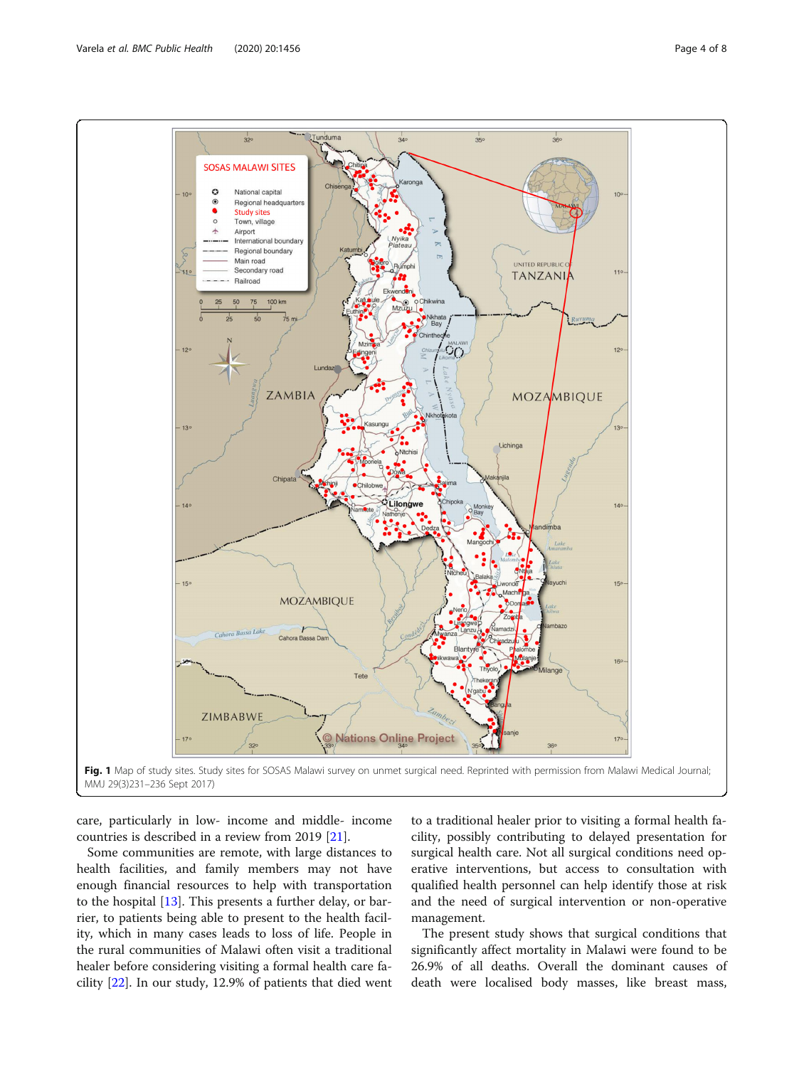Fig. 1 Map of study sites. Study sites for SOSAS Malawi survey on unmet surgical need. Reprinted with permission from Malawi Medical Journal; MMJ 29(3)231–236 Sept 2017)

care, particularly in low- income and middle- income countries is described in a review from 2019 [21].

Some communities are remote, with large distances to health facilities, and family members may not have enough financial resources to help with transportation to the hospital [13]. This presents a further delay, or barrier, to patients being able to present to the health facility, which in many cases leads to loss of life. People in the rural communities of Malawi often visit a traditional healer before considering visiting a formal health care facility [22]. In our study, 12.9% of patients that died went to a traditional healer prior to visiting a formal health facility, possibly contributing to delayed presentation for surgical health care. Not all surgical conditions need operative interventions, but access to consultation with qualified health personnel can help identify those at risk and the need of surgical intervention or non-operative management.

The present study shows that surgical conditions that significantly affect mortality in Malawi were found to be 26.9% of all deaths. Overall the dominant causes of death were localised body masses, like breast mass,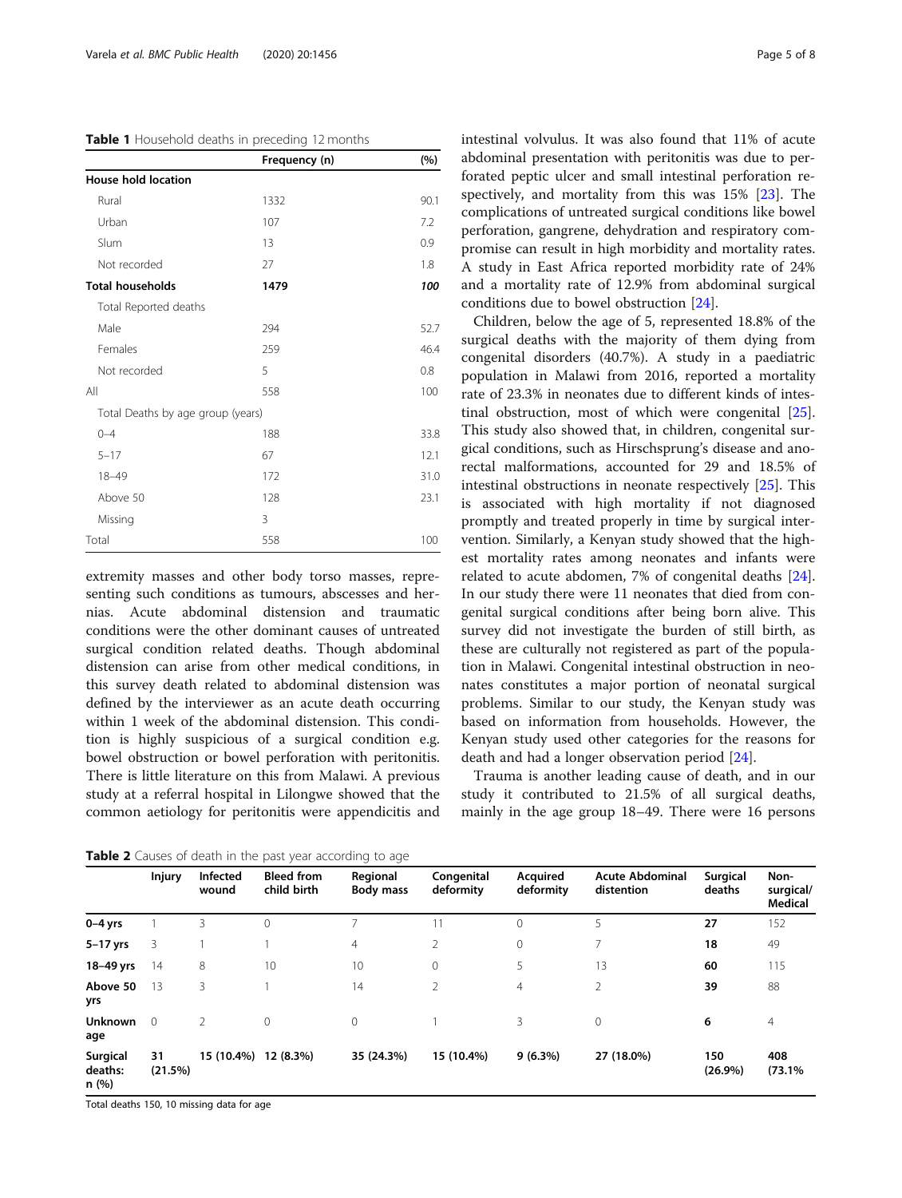**Table 1** Household deaths in preceding 12 months

| | Frequency (n) | (%) |
|---|---|---|
| **House hold location** | | |
| Rural | 1332 | 90.1 |
| Urban | 107 | 7.2 |
| Slum | 13 | 0.9 |
| Not recorded | 27 | 1.8 |
| **Total households** | **1479** | ***100*** |
| Total Reported deaths | | |
| Male | 294 | 52.7 |
| Females | 259 | 46.4 |
| Not recorded | 5 | 0.8 |
| All | 558 | 100 |
| Total Deaths by age group (years) | | |
| 0–4 | 188 | 33.8 |
| 5–17 | 67 | 12.1 |
| 18–49 | 172 | 31.0 |
| Above 50 | 128 | 23.1 |
| Missing | 3 | |
| Total | 558 | 100 |

extremity masses and other body torso masses, representing such conditions as tumours, abscesses and hernias. Acute abdominal distension and traumatic conditions were the other dominant causes of untreated surgical condition related deaths. Though abdominal distension can arise from other medical conditions, in this survey death related to abdominal distension was defined by the interviewer as an acute death occurring within 1 week of the abdominal distension. This condition is highly suspicious of a surgical condition e.g. bowel obstruction or bowel perforation with peritonitis. There is little literature on this from Malawi. A previous study at a referral hospital in Lilongwe showed that the common aetiology for peritonitis were appendicitis and intestinal volvulus. It was also found that 11% of acute abdominal presentation with peritonitis was due to perforated peptic ulcer and small intestinal perforation respectively, and mortality from this was 15% [23]. The complications of untreated surgical conditions like bowel perforation, gangrene, dehydration and respiratory compromise can result in high morbidity and mortality rates. A study in East Africa reported morbidity rate of 24% and a mortality rate of 12.9% from abdominal surgical conditions due to bowel obstruction [24].

Children, below the age of 5, represented 18.8% of the surgical deaths with the majority of them dying from congenital disorders (40.7%). A study in a paediatric population in Malawi from 2016, reported a mortality rate of 23.3% in neonates due to different kinds of intestinal obstruction, most of which were congenital [25]. This study also showed that, in children, congenital surgical conditions, such as Hirschsprung's disease and anorectal malformations, accounted for 29 and 18.5% of intestinal obstructions in neonate respectively [25]. This is associated with high mortality if not diagnosed promptly and treated properly in time by surgical intervention. Similarly, a Kenyan study showed that the highest mortality rates among neonates and infants were related to acute abdomen, 7% of congenital deaths [24]. In our study there were 11 neonates that died from congenital surgical conditions after being born alive. This survey did not investigate the burden of still birth, as these are culturally not registered as part of the population in Malawi. Congenital intestinal obstruction in neonates constitutes a major portion of neonatal surgical problems. Similar to our study, the Kenyan study was based on information from households. However, the Kenyan study used other categories for the reasons for death and had a longer observation period [24].

Trauma is another leading cause of death, and in our study it contributed to 21.5% of all surgical deaths, mainly in the age group 18–49. There were 16 persons

**Table 2** Causes of death in the past year according to age

| | Injury | Infected wound | Bleed from child birth | Regional Body mass | Congenital deformity | Acquired deformity | Acute Abdominal distention | Surgical deaths | Non-surgical/ Medical |
|---|---|---|---|---|---|---|---|---|---|
| **0–4 yrs** | 1 | 3 | 0 | 7 | 11 | 0 | 5 | **27** | 152 |
| **5–17 yrs** | 3 | 1 | 1 | 4 | 2 | 0 | 7 | **18** | 49 |
| **18–49 yrs** | 14 | 8 | 10 | 10 | 0 | 5 | 13 | **60** | 115 |
| **Above 50 yrs** | 13 | 3 | 1 | 14 | 2 | 4 | 2 | **39** | 88 |
| **Unknown age** | 0 | 2 | 0 | 0 | 1 | 3 | 0 | **6** | 4 |
| **Surgical deaths: n (%)** | **31 (21.5%)** | **15 (10.4%)** | **12 (8.3%)** | **35 (24.3%)** | **15 (10.4%)** | **9 (6.3%)** | **27 (18.0%)** | **150 (26.9%)** | **408 (73.1%** |

Total deaths 150, 10 missing data for age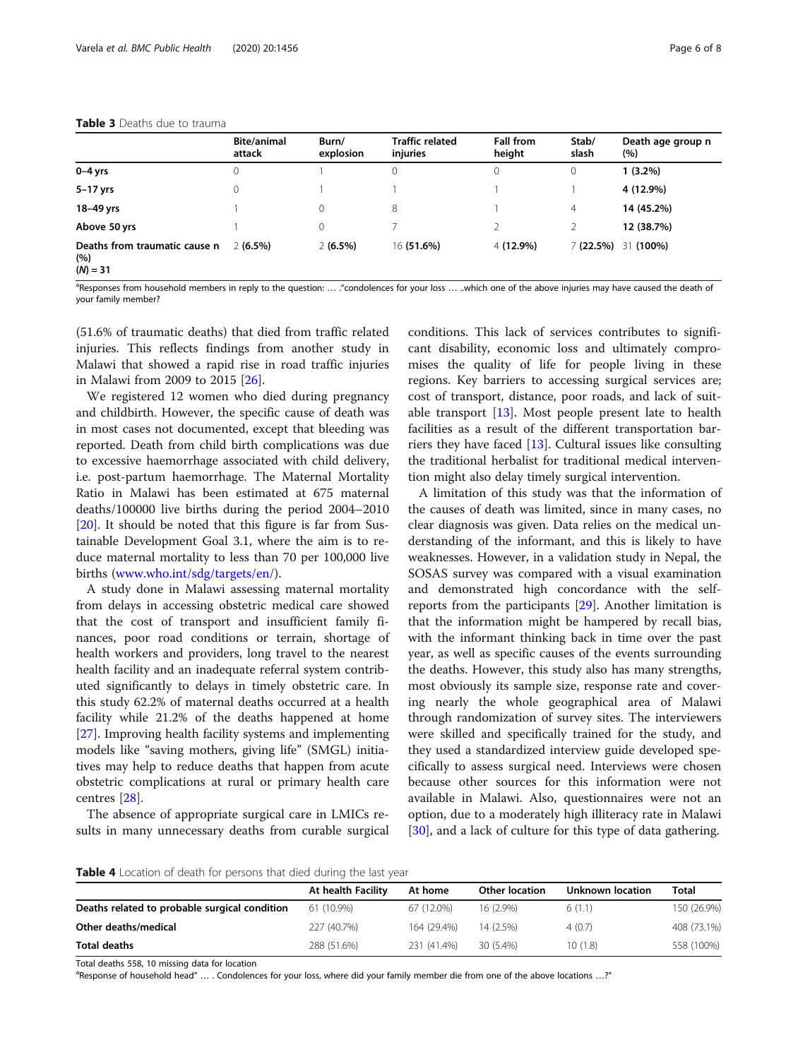**Table 3** Deaths due to trauma

| | Bite/animal attack | Burn/ explosion | Traffic related injuries | Fall from height | Stab/ slash | Death age group n (%) |
|---|---|---|---|---|---|---|
| **0–4 yrs** | 0 | 1 | 0 | 0 | 0 | **1 (3.2%)** |
| **5–17 yrs** | 0 | 1 | 1 | 1 | 1 | **4 (12.9%)** |
| **18–49 yrs** | 1 | 0 | 8 | 1 | 4 | **14 (45.2%)** |
| **Above 50 yrs** | 1 | 0 | 7 | 2 | 2 | **12 (38.7%)** |
| **Deaths from traumatic cause n (%) (N) = 31** | 2 **(6.5%)** | 2 **(6.5%)** | 16 **(51.6%)** | 4 **(12.9%)** | 7 **(22.5%)** | 31 **(100%)** |

[a]Responses from household members in reply to the question: … ."condolences for your loss … ..which one of the above injuries may have caused the death of your family member?

(51.6% of traumatic deaths) that died from traffic related injuries. This reflects findings from another study in Malawi that showed a rapid rise in road traffic injuries in Malawi from 2009 to 2015 [26].

We registered 12 women who died during pregnancy and childbirth. However, the specific cause of death was in most cases not documented, except that bleeding was reported. Death from child birth complications was due to excessive haemorrhage associated with child delivery, i.e. post-partum haemorrhage. The Maternal Mortality Ratio in Malawi has been estimated at 675 maternal deaths/100000 live births during the period 2004–2010 [20]. It should be noted that this figure is far from Sustainable Development Goal 3.1, where the aim is to reduce maternal mortality to less than 70 per 100,000 live births (www.who.int/sdg/targets/en/).

A study done in Malawi assessing maternal mortality from delays in accessing obstetric medical care showed that the cost of transport and insufficient family finances, poor road conditions or terrain, shortage of health workers and providers, long travel to the nearest health facility and an inadequate referral system contributed significantly to delays in timely obstetric care. In this study 62.2% of maternal deaths occurred at a health facility while 21.2% of the deaths happened at home [27]. Improving health facility systems and implementing models like "saving mothers, giving life" (SMGL) initiatives may help to reduce deaths that happen from acute obstetric complications at rural or primary health care centres [28].

The absence of appropriate surgical care in LMICs results in many unnecessary deaths from curable surgical conditions. This lack of services contributes to significant disability, economic loss and ultimately compromises the quality of life for people living in these regions. Key barriers to accessing surgical services are; cost of transport, distance, poor roads, and lack of suitable transport [13]. Most people present late to health facilities as a result of the different transportation barriers they have faced [13]. Cultural issues like consulting the traditional herbalist for traditional medical intervention might also delay timely surgical intervention.

A limitation of this study was that the information of the causes of death was limited, since in many cases, no clear diagnosis was given. Data relies on the medical understanding of the informant, and this is likely to have weaknesses. However, in a validation study in Nepal, the SOSAS survey was compared with a visual examination and demonstrated high concordance with the self-reports from the participants [29]. Another limitation is that the information might be hampered by recall bias, with the informant thinking back in time over the past year, as well as specific causes of the events surrounding the deaths. However, this study also has many strengths, most obviously its sample size, response rate and covering nearly the whole geographical area of Malawi through randomization of survey sites. The interviewers were skilled and specifically trained for the study, and they used a standardized interview guide developed specifically to assess surgical need. Interviews were chosen because other sources for this information were not available in Malawi. Also, questionnaires were not an option, due to a moderately high illiteracy rate in Malawi [30], and a lack of culture for this type of data gathering.

**Table 4** Location of death for persons that died during the last year

| | At health Facility | At home | Other location | Unknown location | Total |
|---|---|---|---|---|---|
| **Deaths related to probable surgical condition** | 61 (10.9%) | 67 (12.0%) | 16 (2.9%) | 6 (1.1) | 150 (26.9%) |
| **Other deaths/medical** | 227 (40.7%) | 164 (29.4%) | 14 (2.5%) | 4 (0.7) | 408 (73.1%) |
| **Total deaths** | 288 (51.6%) | 231 (41.4%) | 30 (5.4%) | 10 (1.8) | 558 (100%) |

Total deaths 558, 10 missing data for location

[a]Response of household head" … . Condolences for your loss, where did your family member die from one of the above locations …?"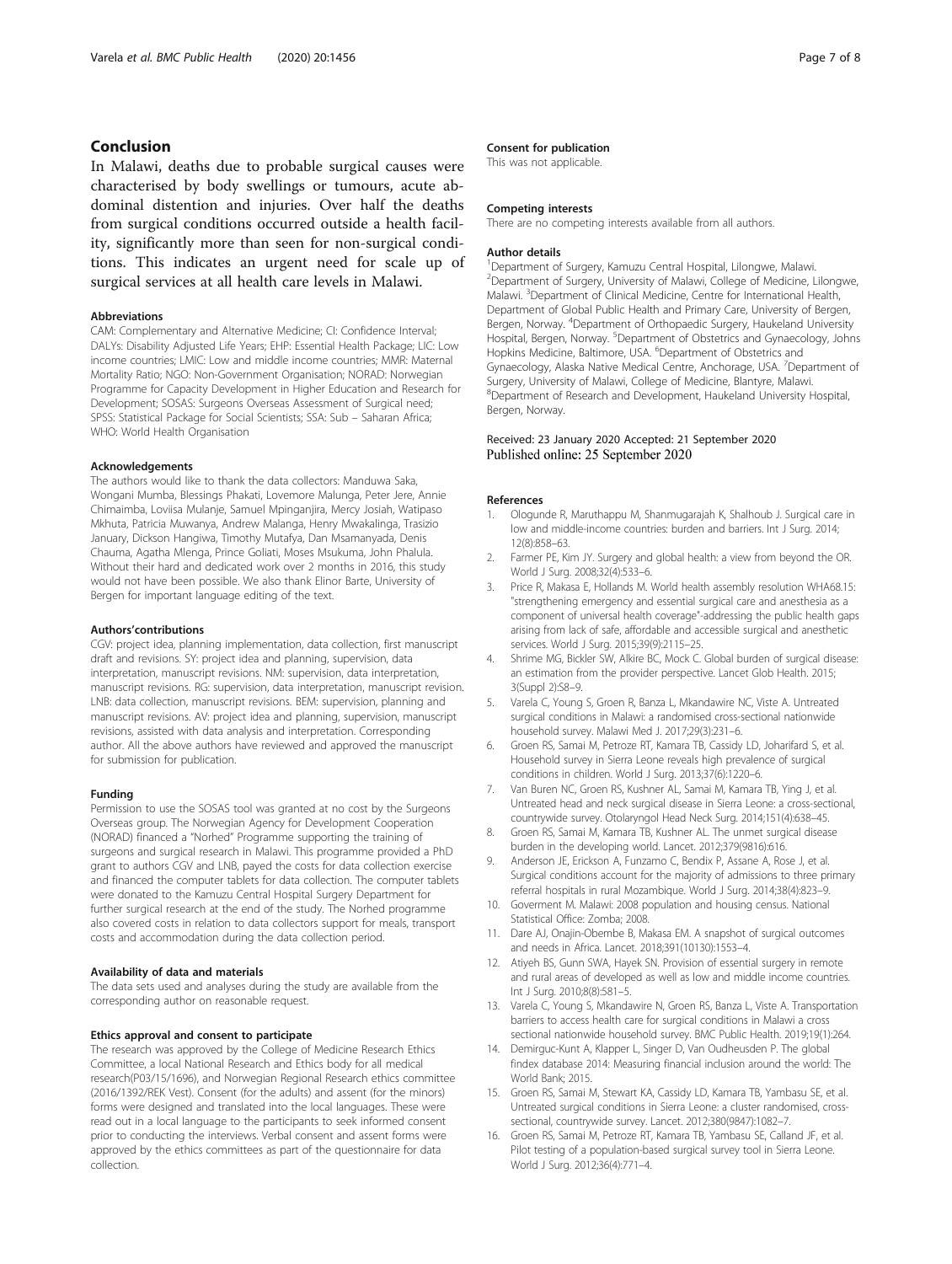## Conclusion

In Malawi, deaths due to probable surgical causes were characterised by body swellings or tumours, acute abdominal distention and injuries. Over half the deaths from surgical conditions occurred outside a health facility, significantly more than seen for non-surgical conditions. This indicates an urgent need for scale up of surgical services at all health care levels in Malawi.

#### Abbreviations

CAM: Complementary and Alternative Medicine; CI: Confidence Interval; DALYs: Disability Adjusted Life Years; EHP: Essential Health Package; LIC: Low income countries; LMIC: Low and middle income countries; MMR: Maternal Mortality Ratio; NGO: Non-Government Organisation; NORAD: Norwegian Programme for Capacity Development in Higher Education and Research for Development; SOSAS: Surgeons Overseas Assessment of Surgical need; SPSS: Statistical Package for Social Scientists; SSA: Sub – Saharan Africa; WHO: World Health Organisation

#### Acknowledgements

The authors would like to thank the data collectors: Manduwa Saka, Wongani Mumba, Blessings Phakati, Lovemore Malunga, Peter Jere, Annie Chimaimba, Loviisa Mulanje, Samuel Mpinganjira, Mercy Josiah, Watipaso Mkhuta, Patricia Muwanya, Andrew Malanga, Henry Mwakalinga, Trasizio January, Dickson Hangiwa, Timothy Mutafya, Dan Msamanyada, Denis Chauma, Agatha Mlenga, Prince Goliati, Moses Msukuma, John Phalula. Without their hard and dedicated work over 2 months in 2016, this study would not have been possible. We also thank Elinor Barte, University of Bergen for important language editing of the text.

#### Authors'contributions

CGV: project idea, planning implementation, data collection, first manuscript draft and revisions. SY: project idea and planning, supervision, data interpretation, manuscript revisions. NM: supervision, data interpretation, manuscript revisions. RG: supervision, data interpretation, manuscript revision. LNB: data collection, manuscript revisions. BEM: supervision, planning and manuscript revisions. AV: project idea and planning, supervision, manuscript revisions, assisted with data analysis and interpretation. Corresponding author. All the above authors have reviewed and approved the manuscript for submission for publication.

#### Funding

Permission to use the SOSAS tool was granted at no cost by the Surgeons Overseas group. The Norwegian Agency for Development Cooperation (NORAD) financed a "Norhed" Programme supporting the training of surgeons and surgical research in Malawi. This programme provided a PhD grant to authors CGV and LNB, payed the costs for data collection exercise and financed the computer tablets for data collection. The computer tablets were donated to the Kamuzu Central Hospital Surgery Department for further surgical research at the end of the study. The Norhed programme also covered costs in relation to data collectors support for meals, transport costs and accommodation during the data collection period.

#### Availability of data and materials

The data sets used and analyses during the study are available from the corresponding author on reasonable request.

#### Ethics approval and consent to participate

The research was approved by the College of Medicine Research Ethics Committee, a local National Research and Ethics body for all medical research(P03/15/1696), and Norwegian Regional Research ethics committee (2016/1392/REK Vest). Consent (for the adults) and assent (for the minors) forms were designed and translated into the local languages. These were read out in a local language to the participants to seek informed consent prior to conducting the interviews. Verbal consent and assent forms were approved by the ethics committees as part of the questionnaire for data collection.

#### Consent for publication

This was not applicable.

#### Competing interests

There are no competing interests available from all authors.

#### Author details

[1]Department of Surgery, Kamuzu Central Hospital, Lilongwe, Malawi. [2]Department of Surgery, University of Malawi, College of Medicine, Lilongwe, Malawi. [3]Department of Clinical Medicine, Centre for International Health, Department of Global Public Health and Primary Care, University of Bergen, Bergen, Norway. [4]Department of Orthopaedic Surgery, Haukeland University Hospital, Bergen, Norway. [5]Department of Obstetrics and Gynaecology, Johns Hopkins Medicine, Baltimore, USA. [6]Department of Obstetrics and Gynaecology, Alaska Native Medical Centre, Anchorage, USA. [7]Department of Surgery, University of Malawi, College of Medicine, Blantyre, Malawi. [8]Department of Research and Development, Haukeland University Hospital, Bergen, Norway.

Received: 23 January 2020 Accepted: 21 September 2020
Published online: 25 September 2020

#### References

1. Ologunde R, Maruthappu M, Shanmugarajah K, Shalhoub J. Surgical care in low and middle-income countries: burden and barriers. Int J Surg. 2014; 12(8):858–63.
2. Farmer PE, Kim JY. Surgery and global health: a view from beyond the OR. World J Surg. 2008;32(4):533–6.
3. Price R, Makasa E, Hollands M. World health assembly resolution WHA68.15: "strengthening emergency and essential surgical care and anesthesia as a component of universal health coverage"-addressing the public health gaps arising from lack of safe, affordable and accessible surgical and anesthetic services. World J Surg. 2015;39(9):2115–25.
4. Shrime MG, Bickler SW, Alkire BC, Mock C. Global burden of surgical disease: an estimation from the provider perspective. Lancet Glob Health. 2015; 3(Suppl 2):S8–9.
5. Varela C, Young S, Groen R, Banza L, Mkandawire NC, Viste A. Untreated surgical conditions in Malawi: a randomised cross-sectional nationwide household survey. Malawi Med J. 2017;29(3):231–6.
6. Groen RS, Samai M, Petroze RT, Kamara TB, Cassidy LD, Joharifard S, et al. Household survey in Sierra Leone reveals high prevalence of surgical conditions in children. World J Surg. 2013;37(6):1220–6.
7. Van Buren NC, Groen RS, Kushner AL, Samai M, Kamara TB, Ying J, et al. Untreated head and neck surgical disease in Sierra Leone: a cross-sectional, countrywide survey. Otolaryngol Head Neck Surg. 2014;151(4):638–45.
8. Groen RS, Samai M, Kamara TB, Kushner AL. The unmet surgical disease burden in the developing world. Lancet. 2012;379(9816):616.
9. Anderson JE, Erickson A, Funzamo C, Bendix P, Assane A, Rose J, et al. Surgical conditions account for the majority of admissions to three primary referral hospitals in rural Mozambique. World J Surg. 2014;38(4):823–9.
10. Goverment M. Malawi: 2008 population and housing census. National Statistical Office: Zomba; 2008.
11. Dare AJ, Onajin-Obembe B, Makasa EM. A snapshot of surgical outcomes and needs in Africa. Lancet. 2018;391(10130):1553–4.
12. Atiyeh BS, Gunn SWA, Hayek SN. Provision of essential surgery in remote and rural areas of developed as well as low and middle income countries. Int J Surg. 2010;8(8):581–5.
13. Varela C, Young S, Mkandawire N, Groen RS, Banza L, Viste A. Transportation barriers to access health care for surgical conditions in Malawi a cross sectional nationwide household survey. BMC Public Health. 2019;19(1):264.
14. Demirguc-Kunt A, Klapper L, Singer D, Van Oudheusden P. The global findex database 2014: Measuring financial inclusion around the world: The World Bank; 2015.
15. Groen RS, Samai M, Stewart KA, Cassidy LD, Kamara TB, Yambasu SE, et al. Untreated surgical conditions in Sierra Leone: a cluster randomised, cross-sectional, countrywide survey. Lancet. 2012;380(9847):1082–7.
16. Groen RS, Samai M, Petroze RT, Kamara TB, Yambasu SE, Calland JF, et al. Pilot testing of a population-based surgical survey tool in Sierra Leone. World J Surg. 2012;36(4):771–4.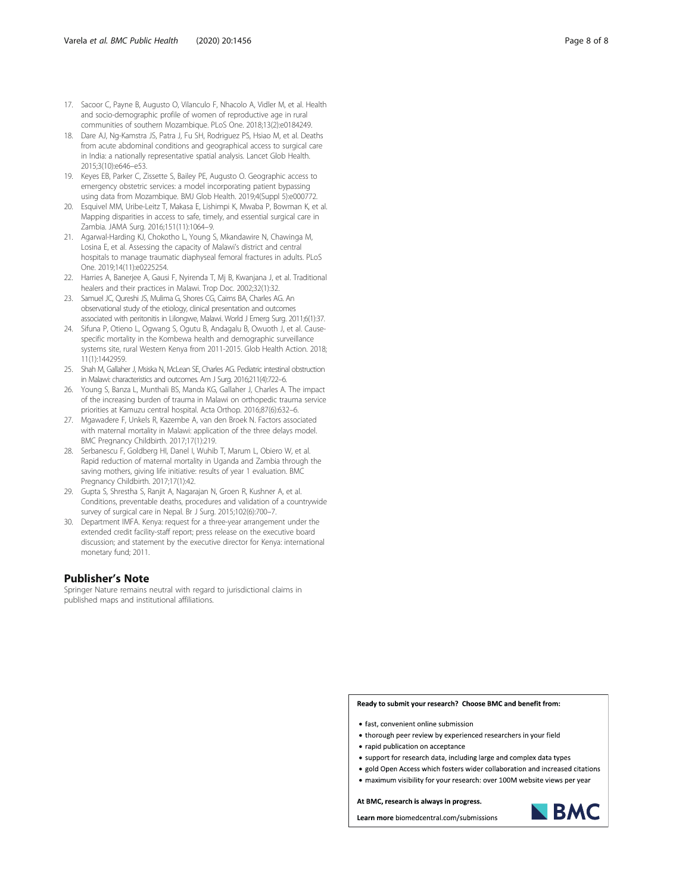17. Sacoor C, Payne B, Augusto O, Vilanculo F, Nhacolo A, Vidler M, et al. Health and socio-demographic profile of women of reproductive age in rural communities of southern Mozambique. PLoS One. 2018;13(2):e0184249.
18. Dare AJ, Ng-Kamstra JS, Patra J, Fu SH, Rodriguez PS, Hsiao M, et al. Deaths from acute abdominal conditions and geographical access to surgical care in India: a nationally representative spatial analysis. Lancet Glob Health. 2015;3(10):e646–e53.
19. Keyes EB, Parker C, Zissette S, Bailey PE, Augusto O. Geographic access to emergency obstetric services: a model incorporating patient bypassing using data from Mozambique. BMJ Glob Health. 2019;4(Suppl 5):e000772.
20. Esquivel MM, Uribe-Leitz T, Makasa E, Lishimpi K, Mwaba P, Bowman K, et al. Mapping disparities in access to safe, timely, and essential surgical care in Zambia. JAMA Surg. 2016;151(11):1064–9.
21. Agarwal-Harding KJ, Chokotho L, Young S, Mkandawire N, Chawinga M, Losina E, et al. Assessing the capacity of Malawi's district and central hospitals to manage traumatic diaphyseal femoral fractures in adults. PLoS One. 2019;14(11):e0225254.
22. Harries A, Banerjee A, Gausi F, Nyirenda T, Mj B, Kwanjana J, et al. Traditional healers and their practices in Malawi. Trop Doc. 2002;32(1):32.
23. Samuel JC, Qureshi JS, Mulima G, Shores CG, Cairns BA, Charles AG. An observational study of the etiology, clinical presentation and outcomes associated with peritonitis in Lilongwe, Malawi. World J Emerg Surg. 2011;6(1):37.
24. Sifuna P, Otieno L, Ogwang S, Ogutu B, Andagalu B, Owuoth J, et al. Cause-specific mortality in the Kombewa health and demographic surveillance systems site, rural Western Kenya from 2011-2015. Glob Health Action. 2018; 11(1):1442959.
25. Shah M, Gallaher J, Msiska N, McLean SE, Charles AG. Pediatric intestinal obstruction in Malawi: characteristics and outcomes. Am J Surg. 2016;211(4):722–6.
26. Young S, Banza L, Munthali BS, Manda KG, Gallaher J, Charles A. The impact of the increasing burden of trauma in Malawi on orthopedic trauma service priorities at Kamuzu central hospital. Acta Orthop. 2016;87(6):632–6.
27. Mgawadere F, Unkels R, Kazembe A, van den Broek N. Factors associated with maternal mortality in Malawi: application of the three delays model. BMC Pregnancy Childbirth. 2017;17(1):219.
28. Serbanescu F, Goldberg HI, Danel I, Wuhib T, Marum L, Obiero W, et al. Rapid reduction of maternal mortality in Uganda and Zambia through the saving mothers, giving life initiative: results of year 1 evaluation. BMC Pregnancy Childbirth. 2017;17(1):42.
29. Gupta S, Shrestha S, Ranjit A, Nagarajan N, Groen R, Kushner A, et al. Conditions, preventable deaths, procedures and validation of a countrywide survey of surgical care in Nepal. Br J Surg. 2015;102(6):700–7.
30. Department IMFA. Kenya: request for a three-year arrangement under the extended credit facility-staff report; press release on the executive board discussion; and statement by the executive director for Kenya: international monetary fund; 2011.

## Publisher's Note

Springer Nature remains neutral with regard to jurisdictional claims in published maps and institutional affiliations.

**Ready to submit your research? Choose BMC and benefit from:**

- fast, convenient online submission
- thorough peer review by experienced researchers in your field
- rapid publication on acceptance
- support for research data, including large and complex data types
- gold Open Access which fosters wider collaboration and increased citations
- maximum visibility for your research: over 100M website views per year

**At BMC, research is always in progress.**

**Learn more** biomedcentral.com/submissions

BMC